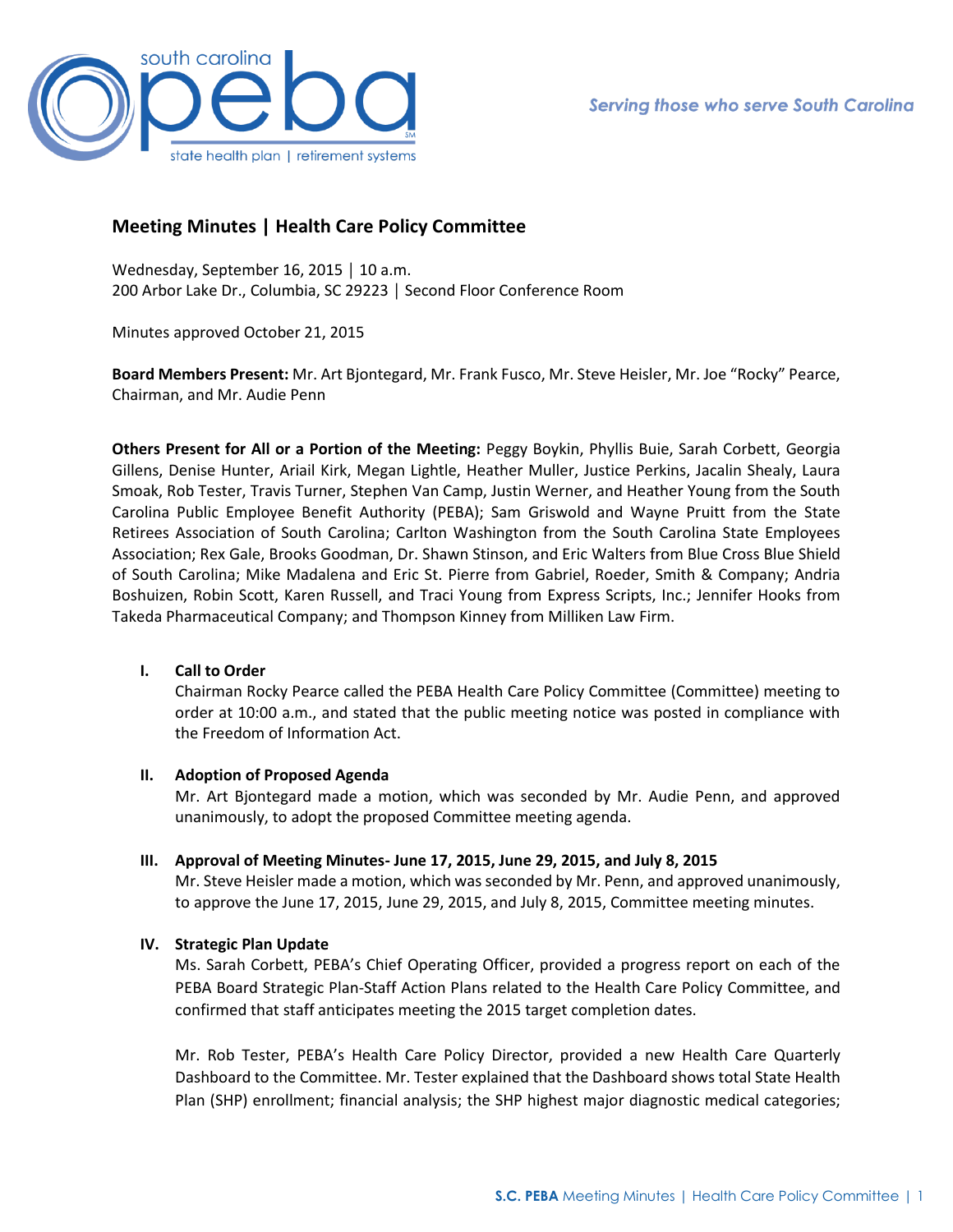# Meeting Minutes | Health Care Policy Committee

Wednesday, September 16, 2015 │ 10 a.m.
200 Arbor Lake Dr., Columbia, SC 29223 │ Second Floor Conference Room

Minutes approved October 21, 2015

**Board Members Present:** Mr. Art Bjontegard, Mr. Frank Fusco, Mr. Steve Heisler, Mr. Joe "Rocky" Pearce, Chairman, and Mr. Audie Penn

**Others Present for All or a Portion of the Meeting:** Peggy Boykin, Phyllis Buie, Sarah Corbett, Georgia Gillens, Denise Hunter, Ariail Kirk, Megan Lightle, Heather Muller, Justice Perkins, Jacalin Shealy, Laura Smoak, Rob Tester, Travis Turner, Stephen Van Camp, Justin Werner, and Heather Young from the South Carolina Public Employee Benefit Authority (PEBA); Sam Griswold and Wayne Pruitt from the State Retirees Association of South Carolina; Carlton Washington from the South Carolina State Employees Association; Rex Gale, Brooks Goodman, Dr. Shawn Stinson, and Eric Walters from Blue Cross Blue Shield of South Carolina; Mike Madalena and Eric St. Pierre from Gabriel, Roeder, Smith & Company; Andria Boshuizen, Robin Scott, Karen Russell, and Traci Young from Express Scripts, Inc.; Jennifer Hooks from Takeda Pharmaceutical Company; and Thompson Kinney from Milliken Law Firm.

## I. Call to Order

Chairman Rocky Pearce called the PEBA Health Care Policy Committee (Committee) meeting to order at 10:00 a.m., and stated that the public meeting notice was posted in compliance with the Freedom of Information Act.

## II. Adoption of Proposed Agenda

Mr. Art Bjontegard made a motion, which was seconded by Mr. Audie Penn, and approved unanimously, to adopt the proposed Committee meeting agenda.

## III. Approval of Meeting Minutes- June 17, 2015, June 29, 2015, and July 8, 2015

Mr. Steve Heisler made a motion, which was seconded by Mr. Penn, and approved unanimously, to approve the June 17, 2015, June 29, 2015, and July 8, 2015, Committee meeting minutes.

## IV. Strategic Plan Update

Ms. Sarah Corbett, PEBA's Chief Operating Officer, provided a progress report on each of the PEBA Board Strategic Plan-Staff Action Plans related to the Health Care Policy Committee, and confirmed that staff anticipates meeting the 2015 target completion dates.

Mr. Rob Tester, PEBA's Health Care Policy Director, provided a new Health Care Quarterly Dashboard to the Committee. Mr. Tester explained that the Dashboard shows total State Health Plan (SHP) enrollment; financial analysis; the SHP highest major diagnostic medical categories;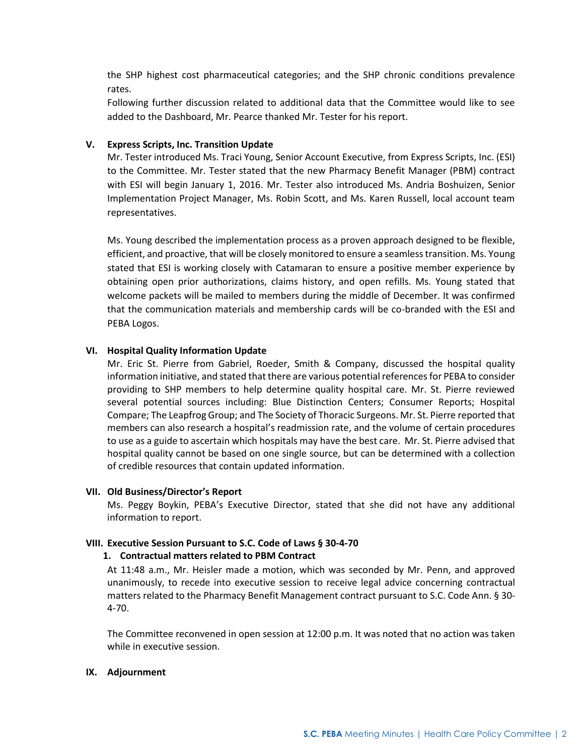the SHP highest cost pharmaceutical categories; and the SHP chronic conditions prevalence rates.

Following further discussion related to additional data that the Committee would like to see added to the Dashboard, Mr. Pearce thanked Mr. Tester for his report.

## V. Express Scripts, Inc. Transition Update

Mr. Tester introduced Ms. Traci Young, Senior Account Executive, from Express Scripts, Inc. (ESI) to the Committee. Mr. Tester stated that the new Pharmacy Benefit Manager (PBM) contract with ESI will begin January 1, 2016. Mr. Tester also introduced Ms. Andria Boshuizen, Senior Implementation Project Manager, Ms. Robin Scott, and Ms. Karen Russell, local account team representatives.

Ms. Young described the implementation process as a proven approach designed to be flexible, efficient, and proactive, that will be closely monitored to ensure a seamless transition. Ms. Young stated that ESI is working closely with Catamaran to ensure a positive member experience by obtaining open prior authorizations, claims history, and open refills. Ms. Young stated that welcome packets will be mailed to members during the middle of December. It was confirmed that the communication materials and membership cards will be co-branded with the ESI and PEBA Logos.

## VI. Hospital Quality Information Update

Mr. Eric St. Pierre from Gabriel, Roeder, Smith & Company, discussed the hospital quality information initiative, and stated that there are various potential references for PEBA to consider providing to SHP members to help determine quality hospital care. Mr. St. Pierre reviewed several potential sources including: Blue Distinction Centers; Consumer Reports; Hospital Compare; The Leapfrog Group; and The Society of Thoracic Surgeons. Mr. St. Pierre reported that members can also research a hospital's readmission rate, and the volume of certain procedures to use as a guide to ascertain which hospitals may have the best care. Mr. St. Pierre advised that hospital quality cannot be based on one single source, but can be determined with a collection of credible resources that contain updated information.

## VII. Old Business/Director's Report

Ms. Peggy Boykin, PEBA's Executive Director, stated that she did not have any additional information to report.

## VIII. Executive Session Pursuant to S.C. Code of Laws § 30-4-70

### 1. Contractual matters related to PBM Contract

At 11:48 a.m., Mr. Heisler made a motion, which was seconded by Mr. Penn, and approved unanimously, to recede into executive session to receive legal advice concerning contractual matters related to the Pharmacy Benefit Management contract pursuant to S.C. Code Ann. § 30-4-70.

The Committee reconvened in open session at 12:00 p.m. It was noted that no action was taken while in executive session.

## IX. Adjournment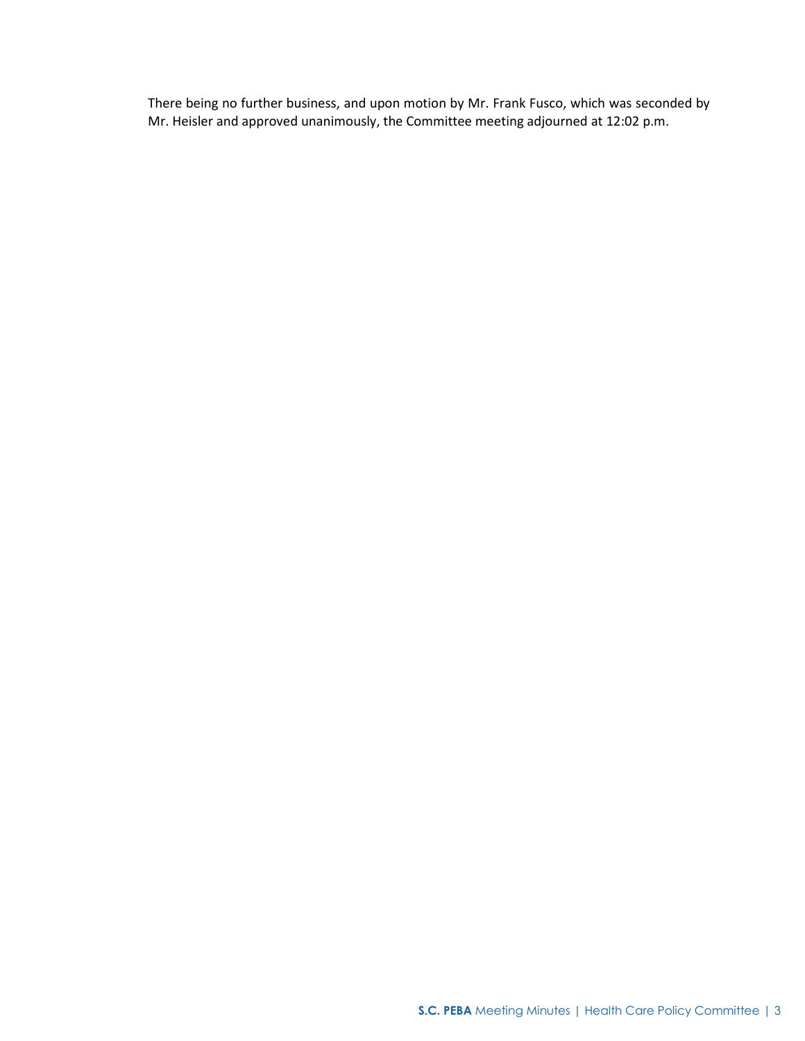There being no further business, and upon motion by Mr. Frank Fusco, which was seconded by Mr. Heisler and approved unanimously, the Committee meeting adjourned at 12:02 p.m.